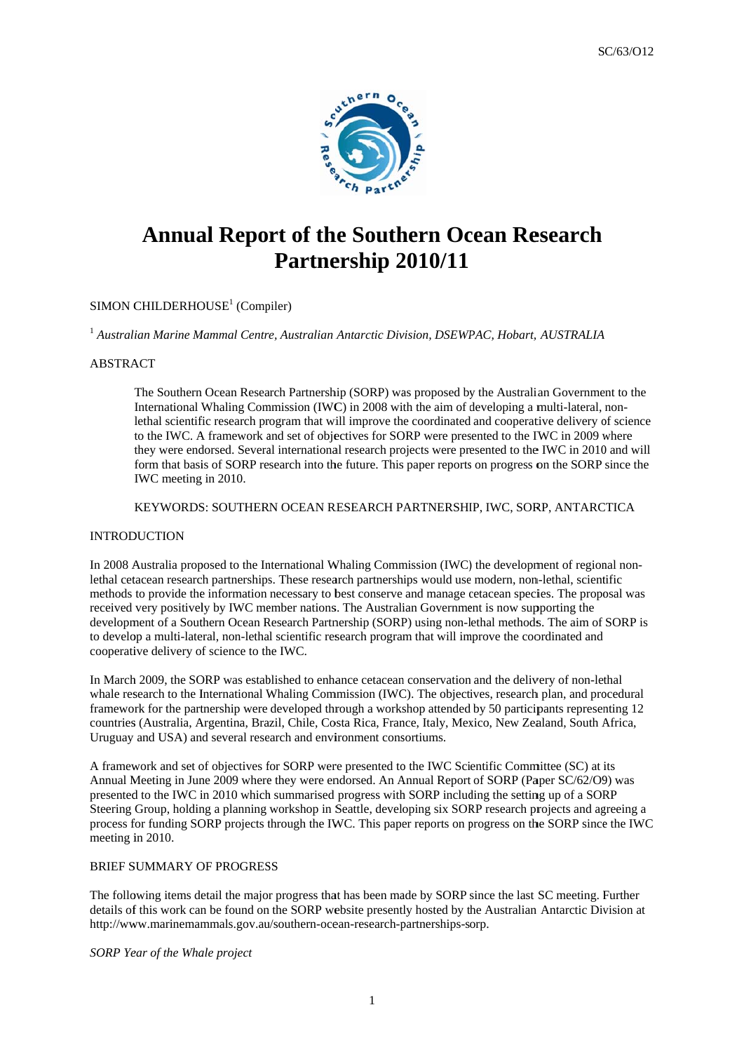# Annual Report of the Southern Ocean Research Partnership 2010/11

SIMON CHILDERHOUSE[1] (Compiler)

[1] *Australian Marine Mammal Centre, Australian Antarctic Division, DSEWPAC, Hobart, AUSTRALIA*

ABSTRACT

> The Southern Ocean Research Partnership (SORP) was proposed by the Australian Government to the International Whaling Commission (IWC) in 2008 with the aim of developing a multi-lateral, non-lethal scientific research program that will improve the coordinated and cooperative delivery of science to the IWC. A framework and set of objectives for SORP were presented to the IWC in 2009 where they were endorsed. Several international research projects were presented to the IWC in 2010 and will form that basis of SORP research into the future. This paper reports on progress on the SORP since the IWC meeting in 2010.
>
> KEYWORDS: SOUTHERN OCEAN RESEARCH PARTNERSHIP, IWC, SORP, ANTARCTICA

INTRODUCTION

In 2008 Australia proposed to the International Whaling Commission (IWC) the development of regional non-lethal cetacean research partnerships. These research partnerships would use modern, non-lethal, scientific methods to provide the information necessary to best conserve and manage cetacean species. The proposal was received very positively by IWC member nations. The Australian Government is now supporting the development of a Southern Ocean Research Partnership (SORP) using non-lethal methods. The aim of SORP is to develop a multi-lateral, non-lethal scientific research program that will improve the coordinated and cooperative delivery of science to the IWC.

In March 2009, the SORP was established to enhance cetacean conservation and the delivery of non-lethal whale research to the International Whaling Commission (IWC). The objectives, research plan, and procedural framework for the partnership were developed through a workshop attended by 50 participants representing 12 countries (Australia, Argentina, Brazil, Chile, Costa Rica, France, Italy, Mexico, New Zealand, South Africa, Uruguay and USA) and several research and environment consortiums.

A framework and set of objectives for SORP were presented to the IWC Scientific Committee (SC) at its Annual Meeting in June 2009 where they were endorsed. An Annual Report of SORP (Paper SC/62/O9) was presented to the IWC in 2010 which summarised progress with SORP including the setting up of a SORP Steering Group, holding a planning workshop in Seattle, developing six SORP research projects and agreeing a process for funding SORP projects through the IWC. This paper reports on progress on the SORP since the IWC meeting in 2010.

BRIEF SUMMARY OF PROGRESS

The following items detail the major progress that has been made by SORP since the last SC meeting. Further details of this work can be found on the SORP website presently hosted by the Australian Antarctic Division at http://www.marinemammals.gov.au/southern-ocean-research-partnerships-sorp.

*SORP Year of the Whale project*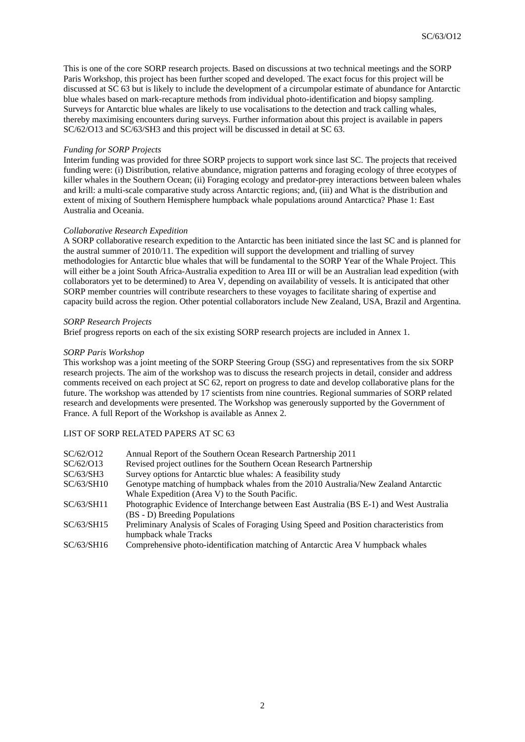This is one of the core SORP research projects. Based on discussions at two technical meetings and the SORP Paris Workshop, this project has been further scoped and developed. The exact focus for this project will be discussed at SC 63 but is likely to include the development of a circumpolar estimate of abundance for Antarctic blue whales based on mark-recapture methods from individual photo-identification and biopsy sampling. Surveys for Antarctic blue whales are likely to use vocalisations to the detection and track calling whales, thereby maximising encounters during surveys. Further information about this project is available in papers SC/62/O13 and SC/63/SH3 and this project will be discussed in detail at SC 63.

*Funding for SORP Projects*

Interim funding was provided for three SORP projects to support work since last SC. The projects that received funding were: (i) Distribution, relative abundance, migration patterns and foraging ecology of three ecotypes of killer whales in the Southern Ocean; (ii) Foraging ecology and predator-prey interactions between baleen whales and krill: a multi-scale comparative study across Antarctic regions; and, (iii) and What is the distribution and extent of mixing of Southern Hemisphere humpback whale populations around Antarctica? Phase 1: East Australia and Oceania.

*Collaborative Research Expedition*

A SORP collaborative research expedition to the Antarctic has been initiated since the last SC and is planned for the austral summer of 2010/11. The expedition will support the development and trialling of survey methodologies for Antarctic blue whales that will be fundamental to the SORP Year of the Whale Project. This will either be a joint South Africa-Australia expedition to Area III or will be an Australian lead expedition (with collaborators yet to be determined) to Area V, depending on availability of vessels. It is anticipated that other SORP member countries will contribute researchers to these voyages to facilitate sharing of expertise and capacity build across the region. Other potential collaborators include New Zealand, USA, Brazil and Argentina.

*SORP Research Projects*

Brief progress reports on each of the six existing SORP research projects are included in Annex 1.

*SORP Paris Workshop*

This workshop was a joint meeting of the SORP Steering Group (SSG) and representatives from the six SORP research projects. The aim of the workshop was to discuss the research projects in detail, consider and address comments received on each project at SC 62, report on progress to date and develop collaborative plans for the future. The workshop was attended by 17 scientists from nine countries. Regional summaries of SORP related research and developments were presented. The Workshop was generously supported by the Government of France. A full Report of the Workshop is available as Annex 2.

LIST OF SORP RELATED PAPERS AT SC 63

| | |
|---|---|
| SC/62/O12 | Annual Report of the Southern Ocean Research Partnership 2011 |
| SC/62/O13 | Revised project outlines for the Southern Ocean Research Partnership |
| SC/63/SH3 | Survey options for Antarctic blue whales: A feasibility study |
| SC/63/SH10 | Genotype matching of humpback whales from the 2010 Australia/New Zealand Antarctic Whale Expedition (Area V) to the South Pacific. |
| SC/63/SH11 | Photographic Evidence of Interchange between East Australia (BS E-1) and West Australia (BS - D) Breeding Populations |
| SC/63/SH15 | Preliminary Analysis of Scales of Foraging Using Speed and Position characteristics from humpback whale Tracks |
| SC/63/SH16 | Comprehensive photo-identification matching of Antarctic Area V humpback whales |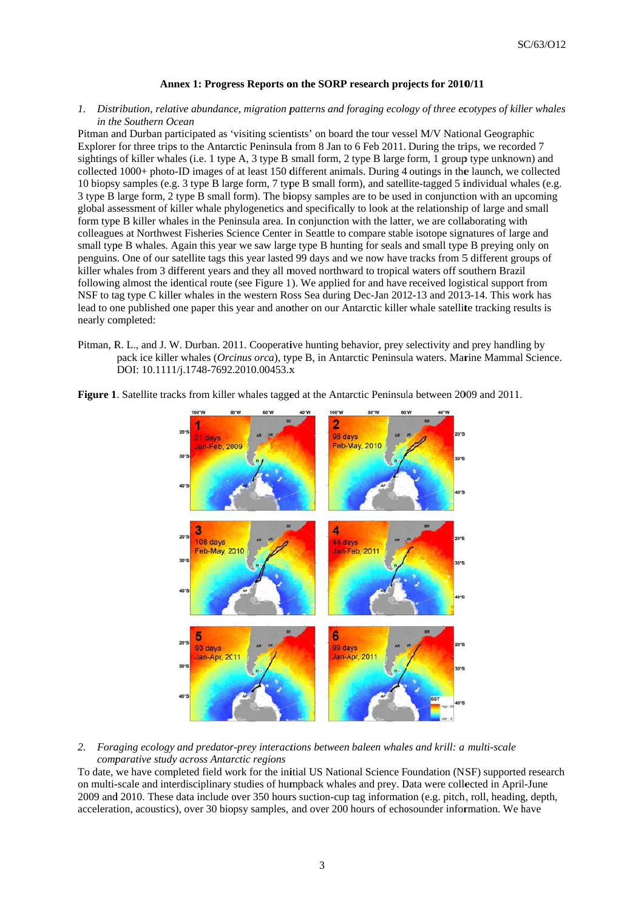### Annex 1: Progress Reports on the SORP research projects for 2010/11

1. *Distribution, relative abundance, migration patterns and foraging ecology of three ecotypes of killer whales in the Southern Ocean*

Pitman and Durban participated as 'visiting scientists' on board the tour vessel M/V National Geographic Explorer for three trips to the Antarctic Peninsula from 8 Jan to 6 Feb 2011. During the trips, we recorded 7 sightings of killer whales (i.e. 1 type A, 3 type B small form, 2 type B large form, 1 group type unknown) and collected 1000+ photo-ID images of at least 150 different animals. During 4 outings in the launch, we collected 10 biopsy samples (e.g. 3 type B large form, 7 type B small form), and satellite-tagged 5 individual whales (e.g. 3 type B large form, 2 type B small form). The biopsy samples are to be used in conjunction with an upcoming global assessment of killer whale phylogenetics and specifically to look at the relationship of large and small form type B killer whales in the Peninsula area. In conjunction with the latter, we are collaborating with colleagues at Northwest Fisheries Science Center in Seattle to compare stable isotope signatures of large and small type B whales. Again this year we saw large type B hunting for seals and small type B preying only on penguins. One of our satellite tags this year lasted 99 days and we now have tracks from 5 different groups of killer whales from 3 different years and they all moved northward to tropical waters off southern Brazil following almost the identical route (see Figure 1). We applied for and have received logistical support from NSF to tag type C killer whales in the western Ross Sea during Dec-Jan 2012-13 and 2013-14. This work has lead to one published one paper this year and another on our Antarctic killer whale satellite tracking results is nearly completed:

Pitman, R. L., and J. W. Durban. 2011. Cooperative hunting behavior, prey selectivity and prey handling by pack ice killer whales (*Orcinus orca*), type B, in Antarctic Peninsula waters. Marine Mammal Science. DOI: 10.1111/j.1748-7692.2010.00453.x

**Figure 1**. Satellite tracks from killer whales tagged at the Antarctic Peninsula between 2009 and 2011.

2. *Foraging ecology and predator-prey interactions between baleen whales and krill: a multi-scale comparative study across Antarctic regions*

To date, we have completed field work for the initial US National Science Foundation (NSF) supported research on multi-scale and interdisciplinary studies of humpback whales and prey. Data were collected in April-June 2009 and 2010. These data include over 350 hours suction-cup tag information (e.g. pitch, roll, heading, depth, acceleration, acoustics), over 30 biopsy samples, and over 200 hours of echosounder information. We have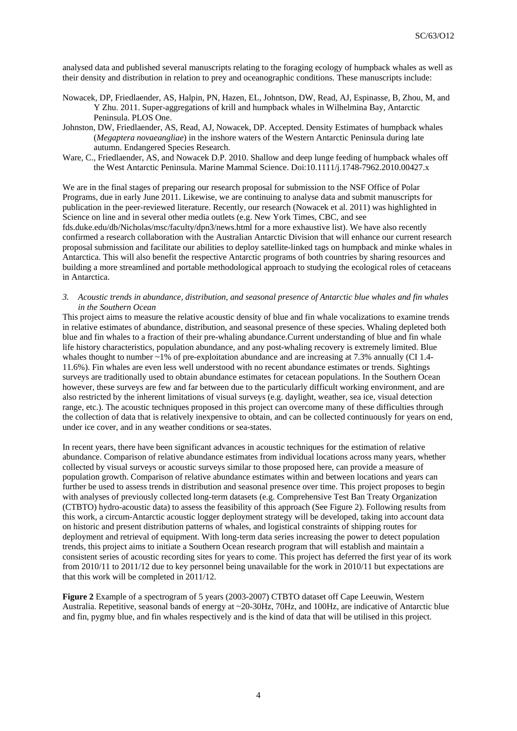analysed data and published several manuscripts relating to the foraging ecology of humpback whales as well as their density and distribution in relation to prey and oceanographic conditions. These manuscripts include:

Nowacek, DP, Friedlaender, AS, Halpin, PN, Hazen, EL, Johntson, DW, Read, AJ, Espinasse, B, Zhou, M, and Y Zhu. 2011. Super-aggregations of krill and humpback whales in Wilhelmina Bay, Antarctic Peninsula. PLOS One.

Johnston, DW, Friedlaender, AS, Read, AJ, Nowacek, DP. Accepted. Density Estimates of humpback whales (*Megaptera novaeangliae*) in the inshore waters of the Western Antarctic Peninsula during late autumn. Endangered Species Research.

Ware, C., Friedlaender, AS, and Nowacek D.P. 2010. Shallow and deep lunge feeding of humpback whales off the West Antarctic Peninsula. Marine Mammal Science. Doi:10.1111/j.1748-7962.2010.00427.x

We are in the final stages of preparing our research proposal for submission to the NSF Office of Polar Programs, due in early June 2011. Likewise, we are continuing to analyse data and submit manuscripts for publication in the peer-reviewed literature. Recently, our research (Nowacek et al. 2011) was highlighted in Science on line and in several other media outlets (e.g. New York Times, CBC, and see fds.duke.edu/db/Nicholas/msc/faculty/dpn3/news.html for a more exhaustive list). We have also recently confirmed a research collaboration with the Australian Antarctic Division that will enhance our current research proposal submission and facilitate our abilities to deploy satellite-linked tags on humpback and minke whales in Antarctica. This will also benefit the respective Antarctic programs of both countries by sharing resources and building a more streamlined and portable methodological approach to studying the ecological roles of cetaceans in Antarctica.

*3. Acoustic trends in abundance, distribution, and seasonal presence of Antarctic blue whales and fin whales in the Southern Ocean*

This project aims to measure the relative acoustic density of blue and fin whale vocalizations to examine trends in relative estimates of abundance, distribution, and seasonal presence of these species. Whaling depleted both blue and fin whales to a fraction of their pre-whaling abundance.Current understanding of blue and fin whale life history characteristics, population abundance, and any post-whaling recovery is extremely limited. Blue whales thought to number ~1% of pre-exploitation abundance and are increasing at 7.3% annually (CI 1.4-11.6%). Fin whales are even less well understood with no recent abundance estimates or trends. Sightings surveys are traditionally used to obtain abundance estimates for cetacean populations. In the Southern Ocean however, these surveys are few and far between due to the particularly difficult working environment, and are also restricted by the inherent limitations of visual surveys (e.g. daylight, weather, sea ice, visual detection range, etc.). The acoustic techniques proposed in this project can overcome many of these difficulties through the collection of data that is relatively inexpensive to obtain, and can be collected continuously for years on end, under ice cover, and in any weather conditions or sea-states.

In recent years, there have been significant advances in acoustic techniques for the estimation of relative abundance. Comparison of relative abundance estimates from individual locations across many years, whether collected by visual surveys or acoustic surveys similar to those proposed here, can provide a measure of population growth. Comparison of relative abundance estimates within and between locations and years can further be used to assess trends in distribution and seasonal presence over time. This project proposes to begin with analyses of previously collected long-term datasets (e.g. Comprehensive Test Ban Treaty Organization (CTBTO) hydro-acoustic data) to assess the feasibility of this approach (See Figure 2). Following results from this work, a circum-Antarctic acoustic logger deployment strategy will be developed, taking into account data on historic and present distribution patterns of whales, and logistical constraints of shipping routes for deployment and retrieval of equipment. With long-term data series increasing the power to detect population trends, this project aims to initiate a Southern Ocean research program that will establish and maintain a consistent series of acoustic recording sites for years to come. This project has deferred the first year of its work from 2010/11 to 2011/12 due to key personnel being unavailable for the work in 2010/11 but expectations are that this work will be completed in 2011/12.

**Figure 2** Example of a spectrogram of 5 years (2003-2007) CTBTO dataset off Cape Leeuwin, Western Australia. Repetitive, seasonal bands of energy at ~20-30Hz, 70Hz, and 100Hz, are indicative of Antarctic blue and fin, pygmy blue, and fin whales respectively and is the kind of data that will be utilised in this project.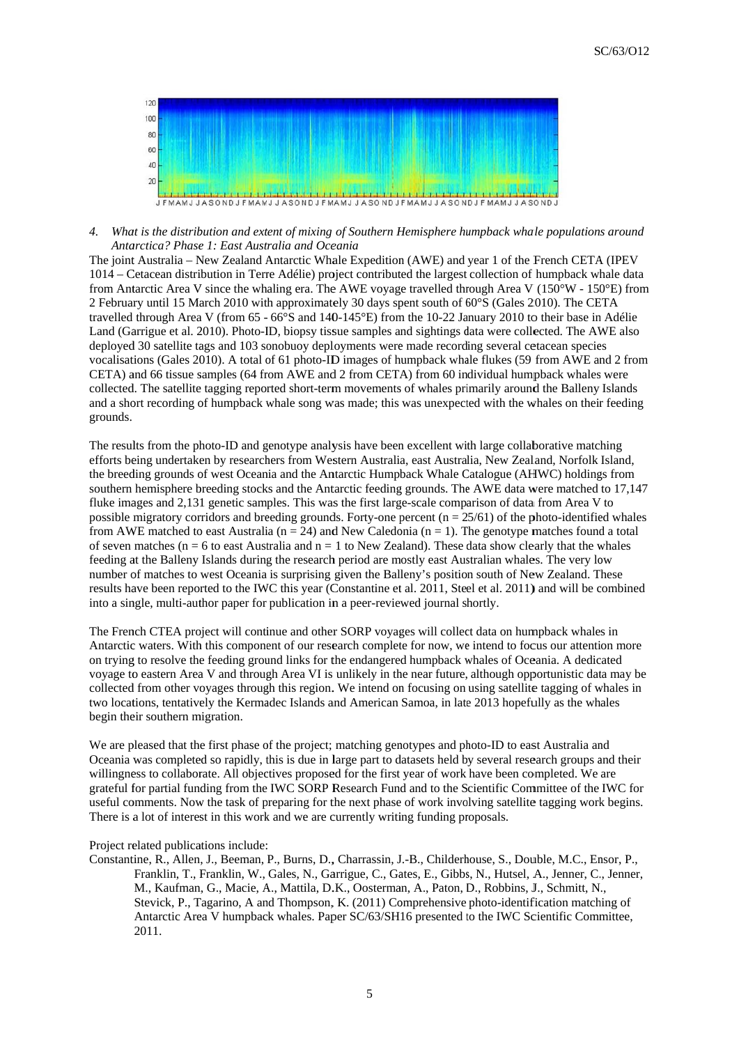4. *What is the distribution and extent of mixing of Southern Hemisphere humpback whale populations around Antarctica? Phase 1: East Australia and Oceania*

The joint Australia – New Zealand Antarctic Whale Expedition (AWE) and year 1 of the French CETA (IPEV 1014 – Cetacean distribution in Terre Adélie) project contributed the largest collection of humpback whale data from Antarctic Area V since the whaling era. The AWE voyage travelled through Area V (150°W - 150°E) from 2 February until 15 March 2010 with approximately 30 days spent south of 60°S (Gales 2010). The CETA travelled through Area V (from 65 - 66°S and 140-145°E) from the 10-22 January 2010 to their base in Adélie Land (Garrigue et al. 2010). Photo-ID, biopsy tissue samples and sightings data were collected. The AWE also deployed 30 satellite tags and 103 sonobuoy deployments were made recording several cetacean species vocalisations (Gales 2010). A total of 61 photo-ID images of humpback whale flukes (59 from AWE and 2 from CETA) and 66 tissue samples (64 from AWE and 2 from CETA) from 60 individual humpback whales were collected. The satellite tagging reported short-term movements of whales primarily around the Balleny Islands and a short recording of humpback whale song was made; this was unexpected with the whales on their feeding grounds.

The results from the photo-ID and genotype analysis have been excellent with large collaborative matching efforts being undertaken by researchers from Western Australia, east Australia, New Zealand, Norfolk Island, the breeding grounds of west Oceania and the Antarctic Humpback Whale Catalogue (AHWC) holdings from southern hemisphere breeding stocks and the Antarctic feeding grounds. The AWE data were matched to 17,147 fluke images and 2,131 genetic samples. This was the first large-scale comparison of data from Area V to possible migratory corridors and breeding grounds. Forty-one percent (n = 25/61) of the photo-identified whales from AWE matched to east Australia (n = 24) and New Caledonia (n = 1). The genotype matches found a total of seven matches (n = 6 to east Australia and n = 1 to New Zealand). These data show clearly that the whales feeding at the Balleny Islands during the research period are mostly east Australian whales. The very low number of matches to west Oceania is surprising given the Balleny's position south of New Zealand. These results have been reported to the IWC this year (Constantine et al. 2011, Steel et al. 2011) and will be combined into a single, multi-author paper for publication in a peer-reviewed journal shortly.

The French CTEA project will continue and other SORP voyages will collect data on humpback whales in Antarctic waters. With this component of our research complete for now, we intend to focus our attention more on trying to resolve the feeding ground links for the endangered humpback whales of Oceania. A dedicated voyage to eastern Area V and through Area VI is unlikely in the near future, although opportunistic data may be collected from other voyages through this region. We intend on focusing on using satellite tagging of whales in two locations, tentatively the Kermadec Islands and American Samoa, in late 2013 hopefully as the whales begin their southern migration.

We are pleased that the first phase of the project; matching genotypes and photo-ID to east Australia and Oceania was completed so rapidly, this is due in large part to datasets held by several research groups and their willingness to collaborate. All objectives proposed for the first year of work have been completed. We are grateful for partial funding from the IWC SORP Research Fund and to the Scientific Committee of the IWC for useful comments. Now the task of preparing for the next phase of work involving satellite tagging work begins. There is a lot of interest in this work and we are currently writing funding proposals.

Project related publications include:

Constantine, R., Allen, J., Beeman, P., Burns, D., Charrassin, J.-B., Childerhouse, S., Double, M.C., Ensor, P., Franklin, T., Franklin, W., Gales, N., Garrigue, C., Gates, E., Gibbs, N., Hutsel, A., Jenner, C., Jenner, M., Kaufman, G., Macie, A., Mattila, D.K., Oosterman, A., Paton, D., Robbins, J., Schmitt, N., Stevick, P., Tagarino, A and Thompson, K. (2011) Comprehensive photo-identification matching of Antarctic Area V humpback whales. Paper SC/63/SH16 presented to the IWC Scientific Committee, 2011.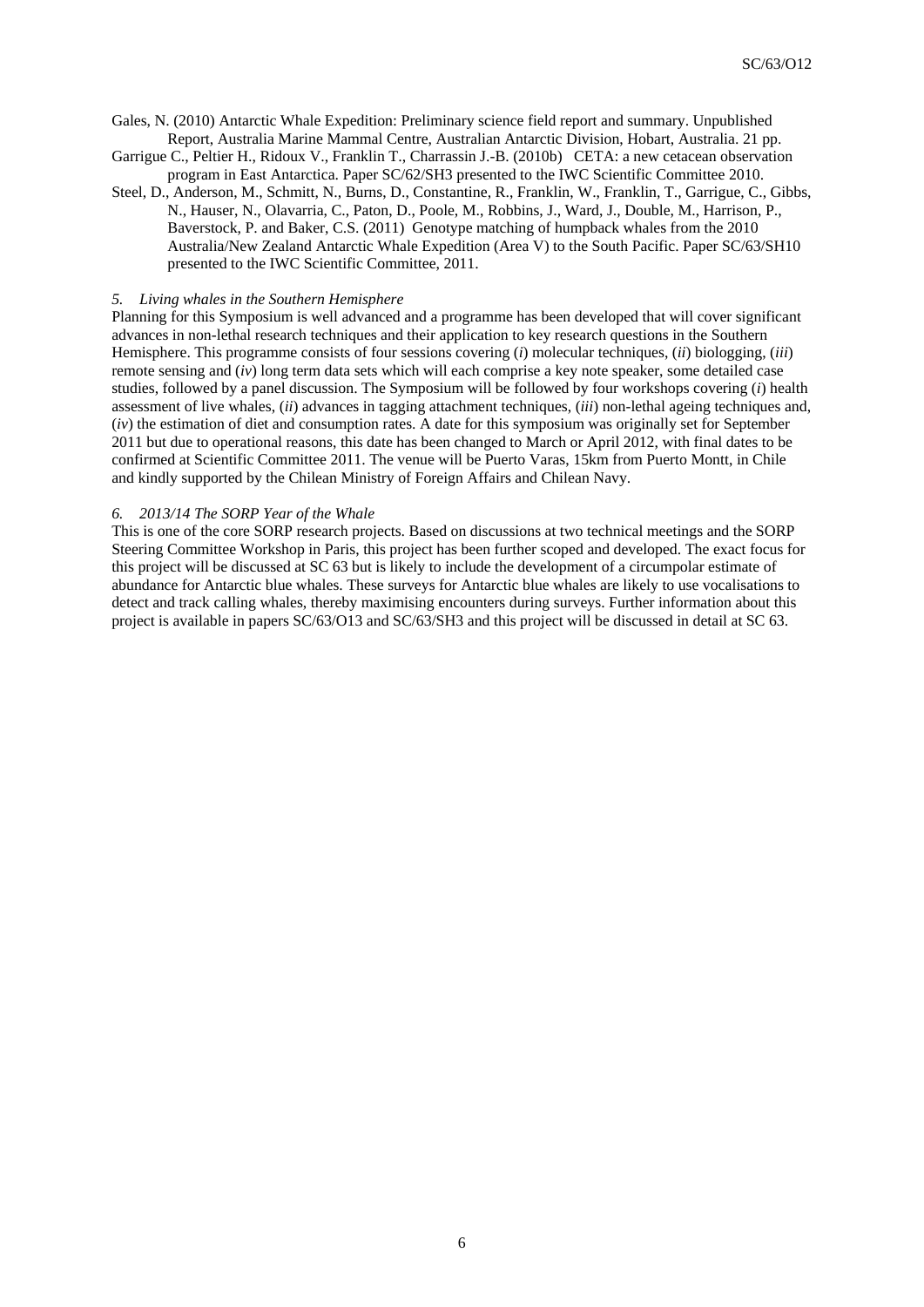Gales, N. (2010) Antarctic Whale Expedition: Preliminary science field report and summary. Unpublished Report, Australia Marine Mammal Centre, Australian Antarctic Division, Hobart, Australia. 21 pp.

Garrigue C., Peltier H., Ridoux V., Franklin T., Charrassin J.-B. (2010b) CETA: a new cetacean observation program in East Antarctica. Paper SC/62/SH3 presented to the IWC Scientific Committee 2010.

Steel, D., Anderson, M., Schmitt, N., Burns, D., Constantine, R., Franklin, W., Franklin, T., Garrigue, C., Gibbs, N., Hauser, N., Olavarria, C., Paton, D., Poole, M., Robbins, J., Ward, J., Double, M., Harrison, P., Baverstock, P. and Baker, C.S. (2011) Genotype matching of humpback whales from the 2010 Australia/New Zealand Antarctic Whale Expedition (Area V) to the South Pacific. Paper SC/63/SH10 presented to the IWC Scientific Committee, 2011.

*5. Living whales in the Southern Hemisphere*

Planning for this Symposium is well advanced and a programme has been developed that will cover significant advances in non-lethal research techniques and their application to key research questions in the Southern Hemisphere. This programme consists of four sessions covering (*i*) molecular techniques, (*ii*) biologging, (*iii*) remote sensing and (*iv*) long term data sets which will each comprise a key note speaker, some detailed case studies, followed by a panel discussion. The Symposium will be followed by four workshops covering (*i*) health assessment of live whales, (*ii*) advances in tagging attachment techniques, (*iii*) non-lethal ageing techniques and, (*iv*) the estimation of diet and consumption rates. A date for this symposium was originally set for September 2011 but due to operational reasons, this date has been changed to March or April 2012, with final dates to be confirmed at Scientific Committee 2011. The venue will be Puerto Varas, 15km from Puerto Montt, in Chile and kindly supported by the Chilean Ministry of Foreign Affairs and Chilean Navy.

*6. 2013/14 The SORP Year of the Whale*

This is one of the core SORP research projects. Based on discussions at two technical meetings and the SORP Steering Committee Workshop in Paris, this project has been further scoped and developed. The exact focus for this project will be discussed at SC 63 but is likely to include the development of a circumpolar estimate of abundance for Antarctic blue whales. These surveys for Antarctic blue whales are likely to use vocalisations to detect and track calling whales, thereby maximising encounters during surveys. Further information about this project is available in papers SC/63/O13 and SC/63/SH3 and this project will be discussed in detail at SC 63.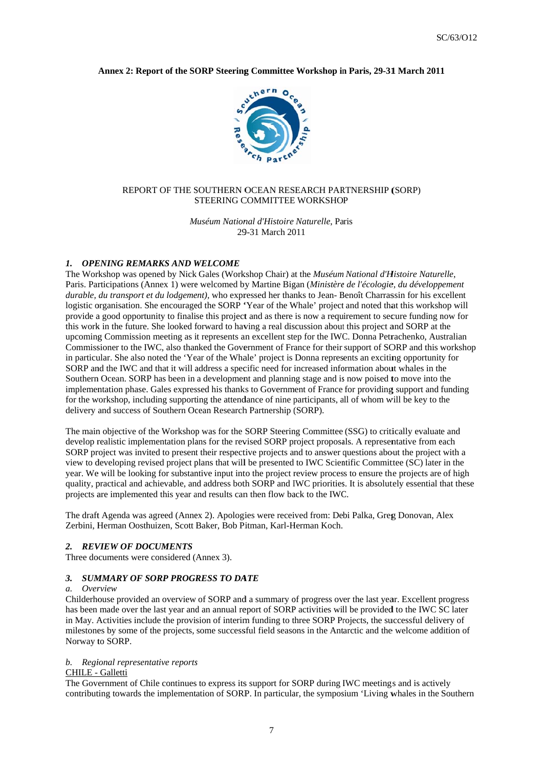**Annex 2: Report of the SORP Steering Committee Workshop in Paris, 29-31 March 2011**

REPORT OF THE SOUTHERN OCEAN RESEARCH PARTNERSHIP (SORP)
STEERING COMMITTEE WORKSHOP

*Muséum National d'Histoire Naturelle*, Paris
29-31 March 2011

### *1. OPENING REMARKS AND WELCOME*

The Workshop was opened by Nick Gales (Workshop Chair) at the *Muséum National d'Histoire Naturelle*, Paris. Participations (Annex 1) were welcomed by Martine Bigan (*Ministère de l'écologie, du développement durable, du transport et du lodgement),* who expressed her thanks to Jean- Benoît Charrassin for his excellent logistic organisation. She encouraged the SORP 'Year of the Whale' project and noted that this workshop will provide a good opportunity to finalise this project and as there is now a requirement to secure funding now for this work in the future. She looked forward to having a real discussion about this project and SORP at the upcoming Commission meeting as it represents an excellent step for the IWC. Donna Petrachenko, Australian Commissioner to the IWC, also thanked the Government of France for their support of SORP and this workshop in particular. She also noted the 'Year of the Whale' project is Donna represents an exciting opportunity for SORP and the IWC and that it will address a specific need for increased information about whales in the Southern Ocean. SORP has been in a development and planning stage and is now poised to move into the implementation phase. Gales expressed his thanks to Government of France for providing support and funding for the workshop, including supporting the attendance of nine participants, all of whom will be key to the delivery and success of Southern Ocean Research Partnership (SORP).

The main objective of the Workshop was for the SORP Steering Committee (SSG) to critically evaluate and develop realistic implementation plans for the revised SORP project proposals. A representative from each SORP project was invited to present their respective projects and to answer questions about the project with a view to developing revised project plans that will be presented to IWC Scientific Committee (SC) later in the year. We will be looking for substantive input into the project review process to ensure the projects are of high quality, practical and achievable, and address both SORP and IWC priorities. It is absolutely essential that these projects are implemented this year and results can then flow back to the IWC.

The draft Agenda was agreed (Annex 2). Apologies were received from: Debi Palka, Greg Donovan, Alex Zerbini, Herman Oosthuizen, Scott Baker, Bob Pitman, Karl-Herman Koch.

### *2. REVIEW OF DOCUMENTS*

Three documents were considered (Annex 3).

### *3. SUMMARY OF SORP PROGRESS TO DATE*

*a. Overview*

Childerhouse provided an overview of SORP and a summary of progress over the last year. Excellent progress has been made over the last year and an annual report of SORP activities will be provided to the IWC SC later in May. Activities include the provision of interim funding to three SORP Projects, the successful delivery of milestones by some of the projects, some successful field seasons in the Antarctic and the welcome addition of Norway to SORP.

*b. Regional representative reports*

CHILE - Galletti

The Government of Chile continues to express its support for SORP during IWC meetings and is actively contributing towards the implementation of SORP. In particular, the symposium 'Living whales in the Southern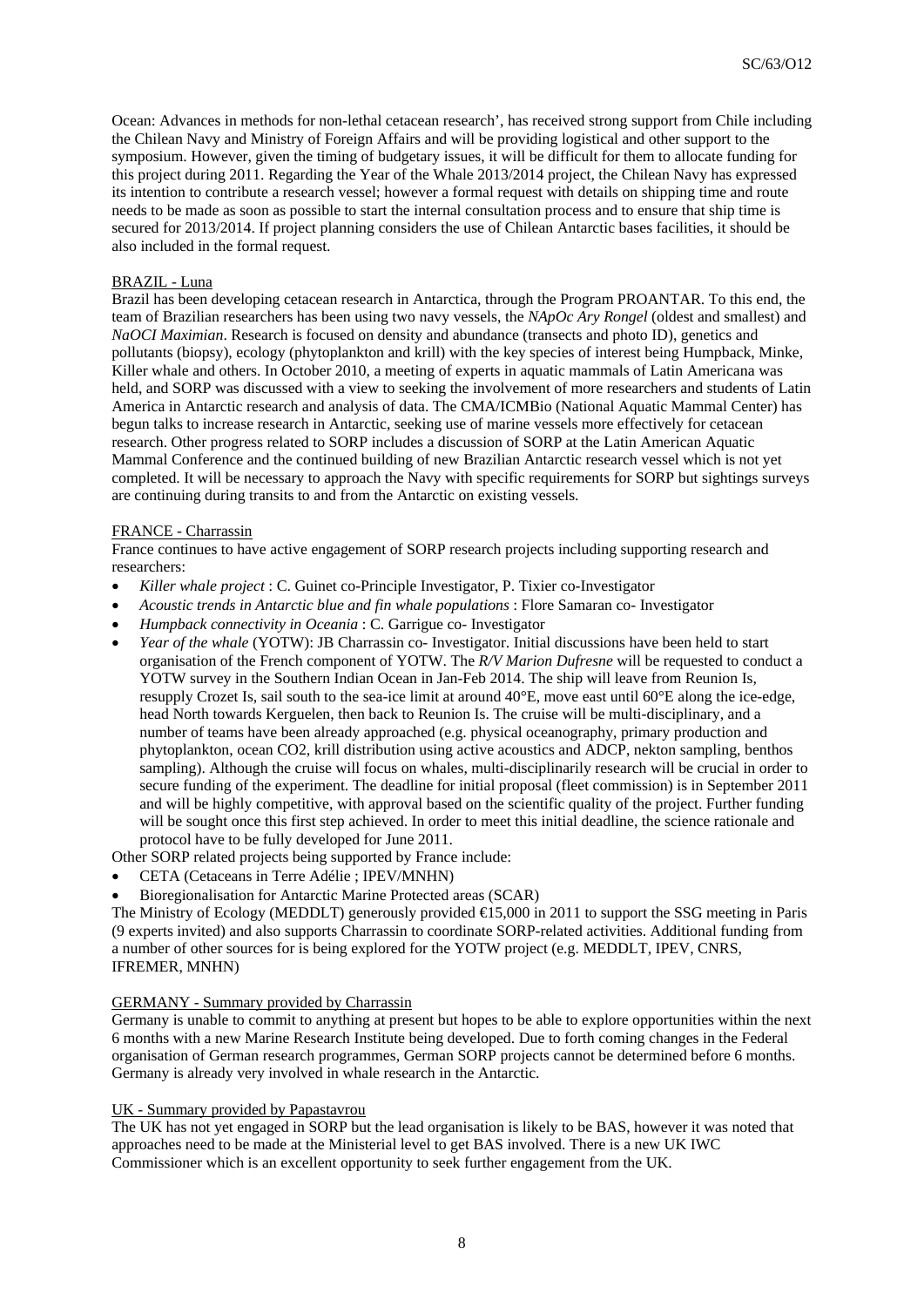Ocean: Advances in methods for non-lethal cetacean research', has received strong support from Chile including the Chilean Navy and Ministry of Foreign Affairs and will be providing logistical and other support to the symposium. However, given the timing of budgetary issues, it will be difficult for them to allocate funding for this project during 2011. Regarding the Year of the Whale 2013/2014 project, the Chilean Navy has expressed its intention to contribute a research vessel; however a formal request with details on shipping time and route needs to be made as soon as possible to start the internal consultation process and to ensure that ship time is secured for 2013/2014. If project planning considers the use of Chilean Antarctic bases facilities, it should be also included in the formal request.

BRAZIL - Luna

Brazil has been developing cetacean research in Antarctica, through the Program PROANTAR. To this end, the team of Brazilian researchers has been using two navy vessels, the *NApOc Ary Rongel* (oldest and smallest) and *NaOCI Maximian*. Research is focused on density and abundance (transects and photo ID), genetics and pollutants (biopsy), ecology (phytoplankton and krill) with the key species of interest being Humpback, Minke, Killer whale and others. In October 2010, a meeting of experts in aquatic mammals of Latin Americana was held, and SORP was discussed with a view to seeking the involvement of more researchers and students of Latin America in Antarctic research and analysis of data. The CMA/ICMBio (National Aquatic Mammal Center) has begun talks to increase research in Antarctic, seeking use of marine vessels more effectively for cetacean research. Other progress related to SORP includes a discussion of SORP at the Latin American Aquatic Mammal Conference and the continued building of new Brazilian Antarctic research vessel which is not yet completed. It will be necessary to approach the Navy with specific requirements for SORP but sightings surveys are continuing during transits to and from the Antarctic on existing vessels.

FRANCE - Charrassin

France continues to have active engagement of SORP research projects including supporting research and researchers:

- *Killer whale project* : C. Guinet co-Principle Investigator, P. Tixier co-Investigator
- *Acoustic trends in Antarctic blue and fin whale populations* : Flore Samaran co- Investigator
- *Humpback connectivity in Oceania* : C. Garrigue co- Investigator
- *Year of the whale* (YOTW): JB Charrassin co- Investigator. Initial discussions have been held to start organisation of the French component of YOTW. The *R/V Marion Dufresne* will be requested to conduct a YOTW survey in the Southern Indian Ocean in Jan-Feb 2014. The ship will leave from Reunion Is, resupply Crozet Is, sail south to the sea-ice limit at around 40°E, move east until 60°E along the ice-edge, head North towards Kerguelen, then back to Reunion Is. The cruise will be multi-disciplinary, and a number of teams have been already approached (e.g. physical oceanography, primary production and phytoplankton, ocean CO2, krill distribution using active acoustics and ADCP, nekton sampling, benthos sampling). Although the cruise will focus on whales, multi-disciplinarily research will be crucial in order to secure funding of the experiment. The deadline for initial proposal (fleet commission) is in September 2011 and will be highly competitive, with approval based on the scientific quality of the project. Further funding will be sought once this first step achieved. In order to meet this initial deadline, the science rationale and protocol have to be fully developed for June 2011.

Other SORP related projects being supported by France include:

- CETA (Cetaceans in Terre Adélie ; IPEV/MNHN)
- Bioregionalisation for Antarctic Marine Protected areas (SCAR)

The Ministry of Ecology (MEDDLT) generously provided €15,000 in 2011 to support the SSG meeting in Paris (9 experts invited) and also supports Charrassin to coordinate SORP-related activities. Additional funding from a number of other sources for is being explored for the YOTW project (e.g. MEDDLT, IPEV, CNRS, IFREMER, MNHN)

GERMANY - Summary provided by Charrassin

Germany is unable to commit to anything at present but hopes to be able to explore opportunities within the next 6 months with a new Marine Research Institute being developed. Due to forth coming changes in the Federal organisation of German research programmes, German SORP projects cannot be determined before 6 months. Germany is already very involved in whale research in the Antarctic.

UK - Summary provided by Papastavrou

The UK has not yet engaged in SORP but the lead organisation is likely to be BAS, however it was noted that approaches need to be made at the Ministerial level to get BAS involved. There is a new UK IWC Commissioner which is an excellent opportunity to seek further engagement from the UK.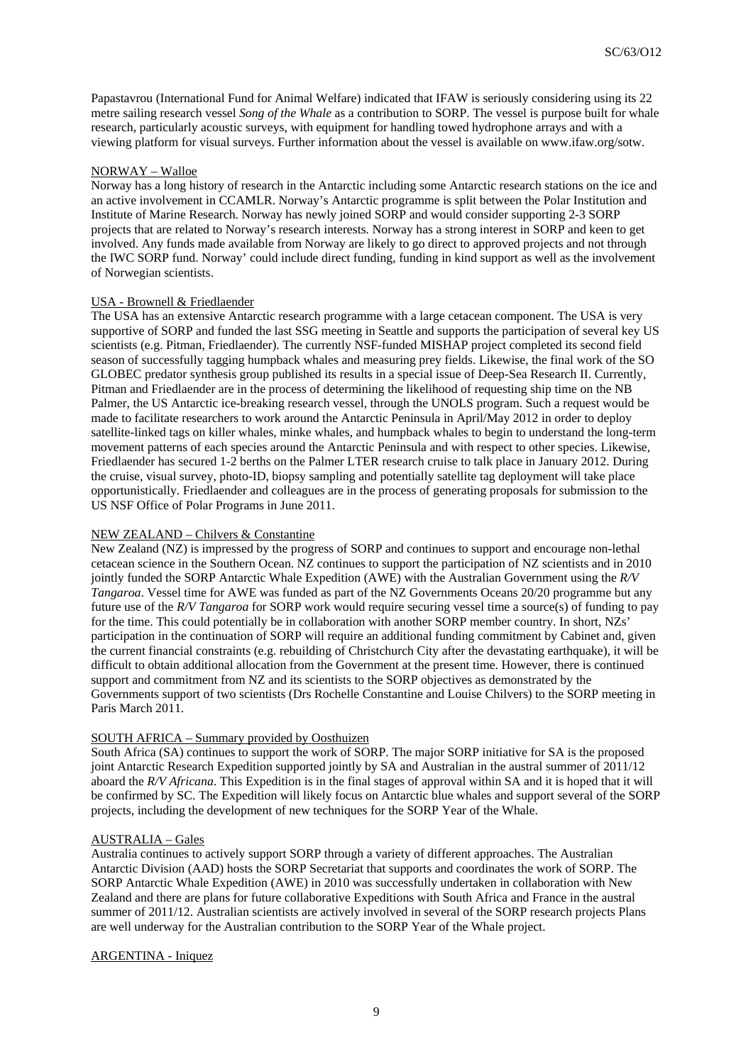Papastavrou (International Fund for Animal Welfare) indicated that IFAW is seriously considering using its 22 metre sailing research vessel *Song of the Whale* as a contribution to SORP. The vessel is purpose built for whale research, particularly acoustic surveys, with equipment for handling towed hydrophone arrays and with a viewing platform for visual surveys. Further information about the vessel is available on www.ifaw.org/sotw.

NORWAY – Walloe

Norway has a long history of research in the Antarctic including some Antarctic research stations on the ice and an active involvement in CCAMLR. Norway's Antarctic programme is split between the Polar Institution and Institute of Marine Research. Norway has newly joined SORP and would consider supporting 2-3 SORP projects that are related to Norway's research interests. Norway has a strong interest in SORP and keen to get involved. Any funds made available from Norway are likely to go direct to approved projects and not through the IWC SORP fund. Norway' could include direct funding, funding in kind support as well as the involvement of Norwegian scientists.

USA - Brownell & Friedlaender

The USA has an extensive Antarctic research programme with a large cetacean component. The USA is very supportive of SORP and funded the last SSG meeting in Seattle and supports the participation of several key US scientists (e.g. Pitman, Friedlaender). The currently NSF-funded MISHAP project completed its second field season of successfully tagging humpback whales and measuring prey fields. Likewise, the final work of the SO GLOBEC predator synthesis group published its results in a special issue of Deep-Sea Research II. Currently, Pitman and Friedlaender are in the process of determining the likelihood of requesting ship time on the NB Palmer, the US Antarctic ice-breaking research vessel, through the UNOLS program. Such a request would be made to facilitate researchers to work around the Antarctic Peninsula in April/May 2012 in order to deploy satellite-linked tags on killer whales, minke whales, and humpback whales to begin to understand the long-term movement patterns of each species around the Antarctic Peninsula and with respect to other species. Likewise, Friedlaender has secured 1-2 berths on the Palmer LTER research cruise to talk place in January 2012. During the cruise, visual survey, photo-ID, biopsy sampling and potentially satellite tag deployment will take place opportunistically. Friedlaender and colleagues are in the process of generating proposals for submission to the US NSF Office of Polar Programs in June 2011.

NEW ZEALAND – Chilvers & Constantine

New Zealand (NZ) is impressed by the progress of SORP and continues to support and encourage non-lethal cetacean science in the Southern Ocean. NZ continues to support the participation of NZ scientists and in 2010 jointly funded the SORP Antarctic Whale Expedition (AWE) with the Australian Government using the *R/V Tangaroa*. Vessel time for AWE was funded as part of the NZ Governments Oceans 20/20 programme but any future use of the *R/V Tangaroa* for SORP work would require securing vessel time a source(s) of funding to pay for the time. This could potentially be in collaboration with another SORP member country. In short, NZs' participation in the continuation of SORP will require an additional funding commitment by Cabinet and, given the current financial constraints (e.g. rebuilding of Christchurch City after the devastating earthquake), it will be difficult to obtain additional allocation from the Government at the present time. However, there is continued support and commitment from NZ and its scientists to the SORP objectives as demonstrated by the Governments support of two scientists (Drs Rochelle Constantine and Louise Chilvers) to the SORP meeting in Paris March 2011.

SOUTH AFRICA – Summary provided by Oosthuizen

South Africa (SA) continues to support the work of SORP. The major SORP initiative for SA is the proposed joint Antarctic Research Expedition supported jointly by SA and Australian in the austral summer of 2011/12 aboard the *R/V Africana*. This Expedition is in the final stages of approval within SA and it is hoped that it will be confirmed by SC. The Expedition will likely focus on Antarctic blue whales and support several of the SORP projects, including the development of new techniques for the SORP Year of the Whale.

AUSTRALIA – Gales

Australia continues to actively support SORP through a variety of different approaches. The Australian Antarctic Division (AAD) hosts the SORP Secretariat that supports and coordinates the work of SORP. The SORP Antarctic Whale Expedition (AWE) in 2010 was successfully undertaken in collaboration with New Zealand and there are plans for future collaborative Expeditions with South Africa and France in the austral summer of 2011/12. Australian scientists are actively involved in several of the SORP research projects Plans are well underway for the Australian contribution to the SORP Year of the Whale project.

ARGENTINA - Iniquez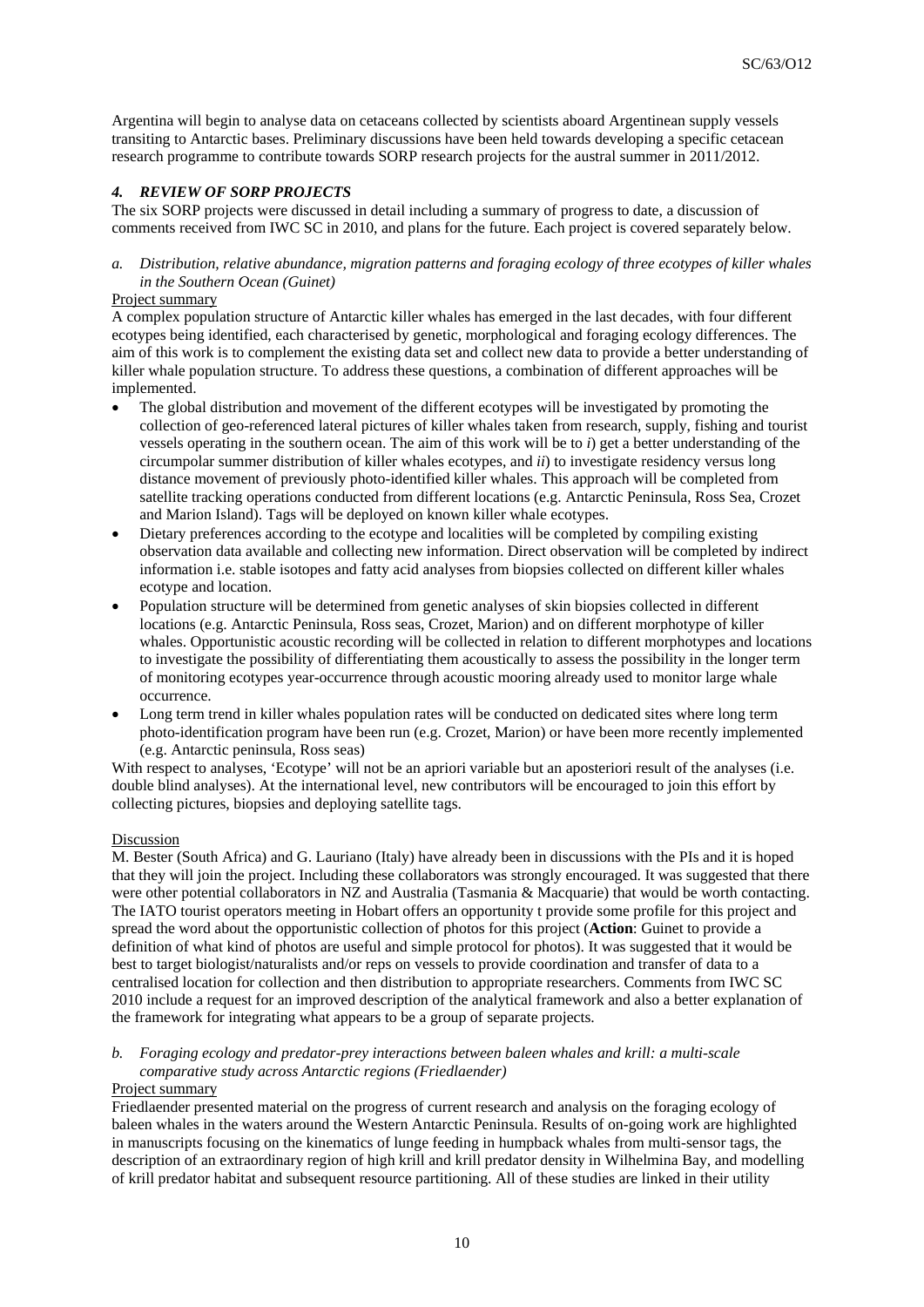Argentina will begin to analyse data on cetaceans collected by scientists aboard Argentinean supply vessels transiting to Antarctic bases. Preliminary discussions have been held towards developing a specific cetacean research programme to contribute towards SORP research projects for the austral summer in 2011/2012.

## *4. REVIEW OF SORP PROJECTS*

The six SORP projects were discussed in detail including a summary of progress to date, a discussion of comments received from IWC SC in 2010, and plans for the future. Each project is covered separately below.

### *a. Distribution, relative abundance, migration patterns and foraging ecology of three ecotypes of killer whales in the Southern Ocean (Guinet)*

Project summary

A complex population structure of Antarctic killer whales has emerged in the last decades, with four different ecotypes being identified, each characterised by genetic, morphological and foraging ecology differences. The aim of this work is to complement the existing data set and collect new data to provide a better understanding of killer whale population structure. To address these questions, a combination of different approaches will be implemented.

- The global distribution and movement of the different ecotypes will be investigated by promoting the collection of geo-referenced lateral pictures of killer whales taken from research, supply, fishing and tourist vessels operating in the southern ocean. The aim of this work will be to *i*) get a better understanding of the circumpolar summer distribution of killer whales ecotypes, and *ii*) to investigate residency versus long distance movement of previously photo-identified killer whales. This approach will be completed from satellite tracking operations conducted from different locations (e.g. Antarctic Peninsula, Ross Sea, Crozet and Marion Island). Tags will be deployed on known killer whale ecotypes.
- Dietary preferences according to the ecotype and localities will be completed by compiling existing observation data available and collecting new information. Direct observation will be completed by indirect information i.e. stable isotopes and fatty acid analyses from biopsies collected on different killer whales ecotype and location.
- Population structure will be determined from genetic analyses of skin biopsies collected in different locations (e.g. Antarctic Peninsula, Ross seas, Crozet, Marion) and on different morphotype of killer whales. Opportunistic acoustic recording will be collected in relation to different morphotypes and locations to investigate the possibility of differentiating them acoustically to assess the possibility in the longer term of monitoring ecotypes year-occurrence through acoustic mooring already used to monitor large whale occurrence.
- Long term trend in killer whales population rates will be conducted on dedicated sites where long term photo-identification program have been run (e.g. Crozet, Marion) or have been more recently implemented (e.g. Antarctic peninsula, Ross seas)

With respect to analyses, 'Ecotype' will not be an apriori variable but an aposteriori result of the analyses (i.e. double blind analyses). At the international level, new contributors will be encouraged to join this effort by collecting pictures, biopsies and deploying satellite tags.

Discussion

M. Bester (South Africa) and G. Lauriano (Italy) have already been in discussions with the PIs and it is hoped that they will join the project. Including these collaborators was strongly encouraged. It was suggested that there were other potential collaborators in NZ and Australia (Tasmania & Macquarie) that would be worth contacting. The IATO tourist operators meeting in Hobart offers an opportunity t provide some profile for this project and spread the word about the opportunistic collection of photos for this project (**Action**: Guinet to provide a definition of what kind of photos are useful and simple protocol for photos). It was suggested that it would be best to target biologist/naturalists and/or reps on vessels to provide coordination and transfer of data to a centralised location for collection and then distribution to appropriate researchers. Comments from IWC SC 2010 include a request for an improved description of the analytical framework and also a better explanation of the framework for integrating what appears to be a group of separate projects.

### *b. Foraging ecology and predator-prey interactions between baleen whales and krill: a multi-scale comparative study across Antarctic regions (Friedlaender)*

Project summary

Friedlaender presented material on the progress of current research and analysis on the foraging ecology of baleen whales in the waters around the Western Antarctic Peninsula. Results of on-going work are highlighted in manuscripts focusing on the kinematics of lunge feeding in humpback whales from multi-sensor tags, the description of an extraordinary region of high krill and krill predator density in Wilhelmina Bay, and modelling of krill predator habitat and subsequent resource partitioning. All of these studies are linked in their utility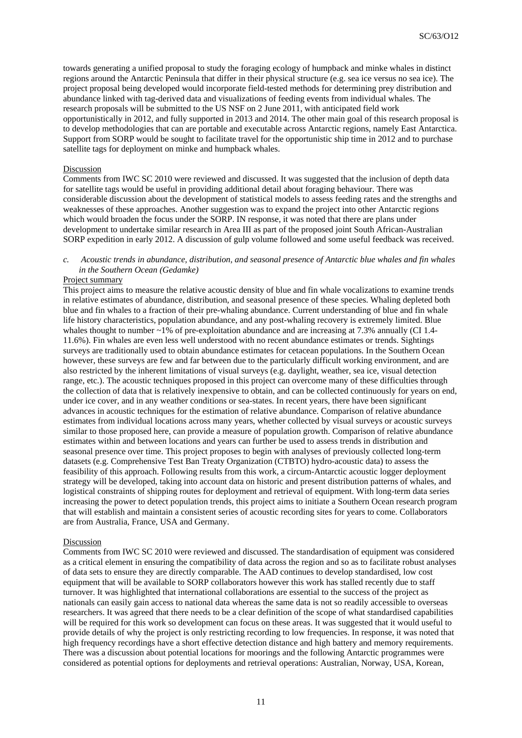towards generating a unified proposal to study the foraging ecology of humpback and minke whales in distinct regions around the Antarctic Peninsula that differ in their physical structure (e.g. sea ice versus no sea ice). The project proposal being developed would incorporate field-tested methods for determining prey distribution and abundance linked with tag-derived data and visualizations of feeding events from individual whales. The research proposals will be submitted to the US NSF on 2 June 2011, with anticipated field work opportunistically in 2012, and fully supported in 2013 and 2014. The other main goal of this research proposal is to develop methodologies that can are portable and executable across Antarctic regions, namely East Antarctica. Support from SORP would be sought to facilitate travel for the opportunistic ship time in 2012 and to purchase satellite tags for deployment on minke and humpback whales.

Discussion

Comments from IWC SC 2010 were reviewed and discussed. It was suggested that the inclusion of depth data for satellite tags would be useful in providing additional detail about foraging behaviour. There was considerable discussion about the development of statistical models to assess feeding rates and the strengths and weaknesses of these approaches. Another suggestion was to expand the project into other Antarctic regions which would broaden the focus under the SORP. IN response, it was noted that there are plans under development to undertake similar research in Area III as part of the proposed joint South African-Australian SORP expedition in early 2012. A discussion of gulp volume followed and some useful feedback was received.

*c. Acoustic trends in abundance, distribution, and seasonal presence of Antarctic blue whales and fin whales in the Southern Ocean (Gedamke)*

Project summary

This project aims to measure the relative acoustic density of blue and fin whale vocalizations to examine trends in relative estimates of abundance, distribution, and seasonal presence of these species. Whaling depleted both blue and fin whales to a fraction of their pre-whaling abundance. Current understanding of blue and fin whale life history characteristics, population abundance, and any post-whaling recovery is extremely limited. Blue whales thought to number ~1% of pre-exploitation abundance and are increasing at 7.3% annually (CI 1.4-11.6%). Fin whales are even less well understood with no recent abundance estimates or trends. Sightings surveys are traditionally used to obtain abundance estimates for cetacean populations. In the Southern Ocean however, these surveys are few and far between due to the particularly difficult working environment, and are also restricted by the inherent limitations of visual surveys (e.g. daylight, weather, sea ice, visual detection range, etc.). The acoustic techniques proposed in this project can overcome many of these difficulties through the collection of data that is relatively inexpensive to obtain, and can be collected continuously for years on end, under ice cover, and in any weather conditions or sea-states. In recent years, there have been significant advances in acoustic techniques for the estimation of relative abundance. Comparison of relative abundance estimates from individual locations across many years, whether collected by visual surveys or acoustic surveys similar to those proposed here, can provide a measure of population growth. Comparison of relative abundance estimates within and between locations and years can further be used to assess trends in distribution and seasonal presence over time. This project proposes to begin with analyses of previously collected long-term datasets (e.g. Comprehensive Test Ban Treaty Organization (CTBTO) hydro-acoustic data) to assess the feasibility of this approach. Following results from this work, a circum-Antarctic acoustic logger deployment strategy will be developed, taking into account data on historic and present distribution patterns of whales, and logistical constraints of shipping routes for deployment and retrieval of equipment. With long-term data series increasing the power to detect population trends, this project aims to initiate a Southern Ocean research program that will establish and maintain a consistent series of acoustic recording sites for years to come. Collaborators are from Australia, France, USA and Germany.

Discussion

Comments from IWC SC 2010 were reviewed and discussed. The standardisation of equipment was considered as a critical element in ensuring the compatibility of data across the region and so as to facilitate robust analyses of data sets to ensure they are directly comparable. The AAD continues to develop standardised, low cost equipment that will be available to SORP collaborators however this work has stalled recently due to staff turnover. It was highlighted that international collaborations are essential to the success of the project as nationals can easily gain access to national data whereas the same data is not so readily accessible to overseas researchers. It was agreed that there needs to be a clear definition of the scope of what standardised capabilities will be required for this work so development can focus on these areas. It was suggested that it would useful to provide details of why the project is only restricting recording to low frequencies. In response, it was noted that high frequency recordings have a short effective detection distance and high battery and memory requirements. There was a discussion about potential locations for moorings and the following Antarctic programmes were considered as potential options for deployments and retrieval operations: Australian, Norway, USA, Korean,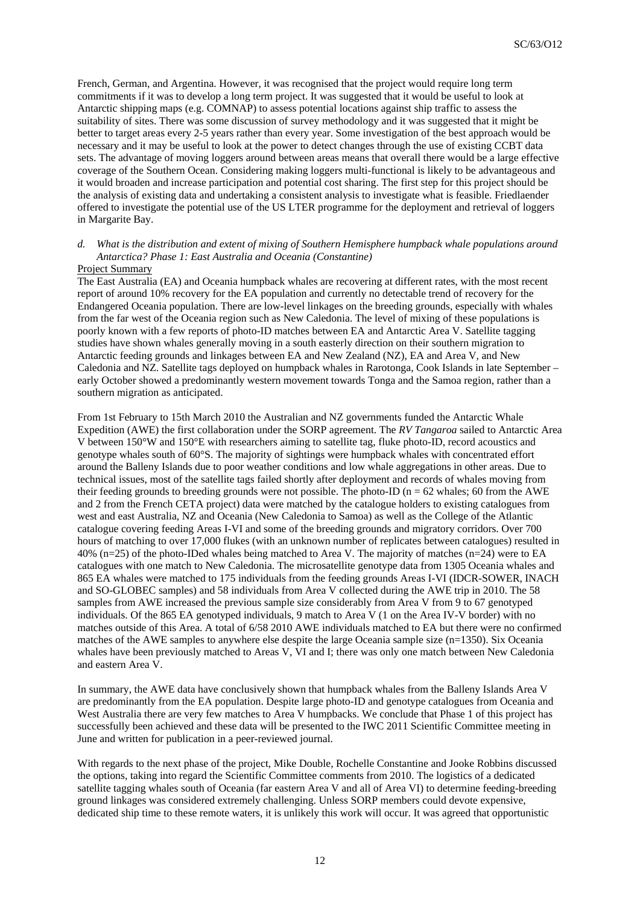French, German, and Argentina. However, it was recognised that the project would require long term commitments if it was to develop a long term project. It was suggested that it would be useful to look at Antarctic shipping maps (e.g. COMNAP) to assess potential locations against ship traffic to assess the suitability of sites. There was some discussion of survey methodology and it was suggested that it might be better to target areas every 2-5 years rather than every year. Some investigation of the best approach would be necessary and it may be useful to look at the power to detect changes through the use of existing CCBT data sets. The advantage of moving loggers around between areas means that overall there would be a large effective coverage of the Southern Ocean. Considering making loggers multi-functional is likely to be advantageous and it would broaden and increase participation and potential cost sharing. The first step for this project should be the analysis of existing data and undertaking a consistent analysis to investigate what is feasible. Friedlaender offered to investigate the potential use of the US LTER programme for the deployment and retrieval of loggers in Margarite Bay.

*d. What is the distribution and extent of mixing of Southern Hemisphere humpback whale populations around Antarctica? Phase 1: East Australia and Oceania (Constantine)*

Project Summary

The East Australia (EA) and Oceania humpback whales are recovering at different rates, with the most recent report of around 10% recovery for the EA population and currently no detectable trend of recovery for the Endangered Oceania population. There are low-level linkages on the breeding grounds, especially with whales from the far west of the Oceania region such as New Caledonia. The level of mixing of these populations is poorly known with a few reports of photo-ID matches between EA and Antarctic Area V. Satellite tagging studies have shown whales generally moving in a south easterly direction on their southern migration to Antarctic feeding grounds and linkages between EA and New Zealand (NZ), EA and Area V, and New Caledonia and NZ. Satellite tags deployed on humpback whales in Rarotonga, Cook Islands in late September – early October showed a predominantly western movement towards Tonga and the Samoa region, rather than a southern migration as anticipated.

From 1st February to 15th March 2010 the Australian and NZ governments funded the Antarctic Whale Expedition (AWE) the first collaboration under the SORP agreement. The *RV Tangaroa* sailed to Antarctic Area V between 150°W and 150°E with researchers aiming to satellite tag, fluke photo-ID, record acoustics and genotype whales south of 60°S. The majority of sightings were humpback whales with concentrated effort around the Balleny Islands due to poor weather conditions and low whale aggregations in other areas. Due to technical issues, most of the satellite tags failed shortly after deployment and records of whales moving from their feeding grounds to breeding grounds were not possible. The photo-ID (n = 62 whales; 60 from the AWE and 2 from the French CETA project) data were matched by the catalogue holders to existing catalogues from west and east Australia, NZ and Oceania (New Caledonia to Samoa) as well as the College of the Atlantic catalogue covering feeding Areas I-VI and some of the breeding grounds and migratory corridors. Over 700 hours of matching to over 17,000 flukes (with an unknown number of replicates between catalogues) resulted in 40% (n=25) of the photo-IDed whales being matched to Area V. The majority of matches (n=24) were to EA catalogues with one match to New Caledonia. The microsatellite genotype data from 1305 Oceania whales and 865 EA whales were matched to 175 individuals from the feeding grounds Areas I-VI (IDCR-SOWER, INACH and SO-GLOBEC samples) and 58 individuals from Area V collected during the AWE trip in 2010. The 58 samples from AWE increased the previous sample size considerably from Area V from 9 to 67 genotyped individuals. Of the 865 EA genotyped individuals, 9 match to Area V (1 on the Area IV-V border) with no matches outside of this Area. A total of 6/58 2010 AWE individuals matched to EA but there were no confirmed matches of the AWE samples to anywhere else despite the large Oceania sample size (n=1350). Six Oceania whales have been previously matched to Areas V, VI and I; there was only one match between New Caledonia and eastern Area V.

In summary, the AWE data have conclusively shown that humpback whales from the Balleny Islands Area V are predominantly from the EA population. Despite large photo-ID and genotype catalogues from Oceania and West Australia there are very few matches to Area V humpbacks. We conclude that Phase 1 of this project has successfully been achieved and these data will be presented to the IWC 2011 Scientific Committee meeting in June and written for publication in a peer-reviewed journal.

With regards to the next phase of the project, Mike Double, Rochelle Constantine and Jooke Robbins discussed the options, taking into regard the Scientific Committee comments from 2010. The logistics of a dedicated satellite tagging whales south of Oceania (far eastern Area V and all of Area VI) to determine feeding-breeding ground linkages was considered extremely challenging. Unless SORP members could devote expensive, dedicated ship time to these remote waters, it is unlikely this work will occur. It was agreed that opportunistic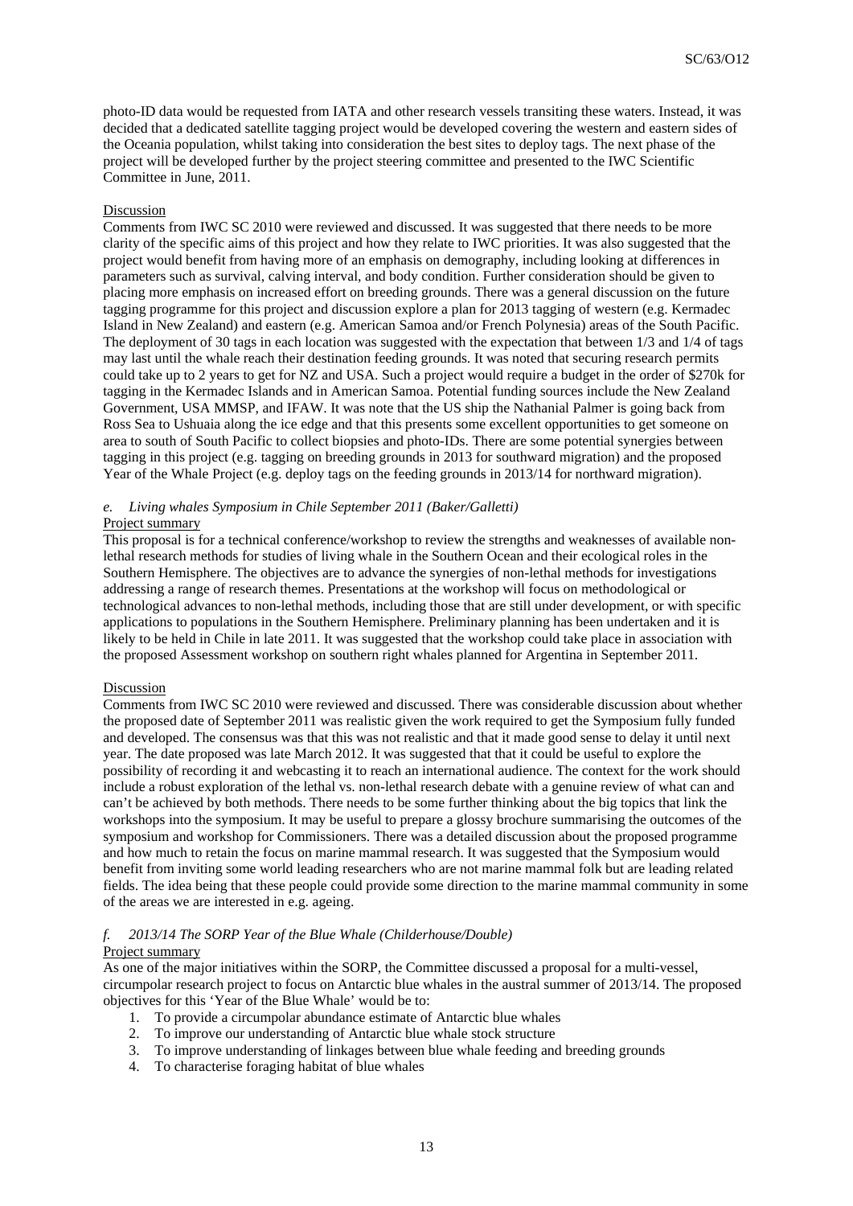photo-ID data would be requested from IATA and other research vessels transiting these waters. Instead, it was decided that a dedicated satellite tagging project would be developed covering the western and eastern sides of the Oceania population, whilst taking into consideration the best sites to deploy tags. The next phase of the project will be developed further by the project steering committee and presented to the IWC Scientific Committee in June, 2011.

Discussion

Comments from IWC SC 2010 were reviewed and discussed. It was suggested that there needs to be more clarity of the specific aims of this project and how they relate to IWC priorities. It was also suggested that the project would benefit from having more of an emphasis on demography, including looking at differences in parameters such as survival, calving interval, and body condition. Further consideration should be given to placing more emphasis on increased effort on breeding grounds. There was a general discussion on the future tagging programme for this project and discussion explore a plan for 2013 tagging of western (e.g. Kermadec Island in New Zealand) and eastern (e.g. American Samoa and/or French Polynesia) areas of the South Pacific. The deployment of 30 tags in each location was suggested with the expectation that between 1/3 and 1/4 of tags may last until the whale reach their destination feeding grounds. It was noted that securing research permits could take up to 2 years to get for NZ and USA. Such a project would require a budget in the order of \$270k for tagging in the Kermadec Islands and in American Samoa. Potential funding sources include the New Zealand Government, USA MMSP, and IFAW. It was note that the US ship the Nathanial Palmer is going back from Ross Sea to Ushuaia along the ice edge and that this presents some excellent opportunities to get someone on area to south of South Pacific to collect biopsies and photo-IDs. There are some potential synergies between tagging in this project (e.g. tagging on breeding grounds in 2013 for southward migration) and the proposed Year of the Whale Project (e.g. deploy tags on the feeding grounds in 2013/14 for northward migration).

*e. Living whales Symposium in Chile September 2011 (Baker/Galletti)*

Project summary

This proposal is for a technical conference/workshop to review the strengths and weaknesses of available non-lethal research methods for studies of living whale in the Southern Ocean and their ecological roles in the Southern Hemisphere. The objectives are to advance the synergies of non-lethal methods for investigations addressing a range of research themes. Presentations at the workshop will focus on methodological or technological advances to non-lethal methods, including those that are still under development, or with specific applications to populations in the Southern Hemisphere. Preliminary planning has been undertaken and it is likely to be held in Chile in late 2011. It was suggested that the workshop could take place in association with the proposed Assessment workshop on southern right whales planned for Argentina in September 2011.

Discussion

Comments from IWC SC 2010 were reviewed and discussed. There was considerable discussion about whether the proposed date of September 2011 was realistic given the work required to get the Symposium fully funded and developed. The consensus was that this was not realistic and that it made good sense to delay it until next year. The date proposed was late March 2012. It was suggested that that it could be useful to explore the possibility of recording it and webcasting it to reach an international audience. The context for the work should include a robust exploration of the lethal vs. non-lethal research debate with a genuine review of what can and can't be achieved by both methods. There needs to be some further thinking about the big topics that link the workshops into the symposium. It may be useful to prepare a glossy brochure summarising the outcomes of the symposium and workshop for Commissioners. There was a detailed discussion about the proposed programme and how much to retain the focus on marine mammal research. It was suggested that the Symposium would benefit from inviting some world leading researchers who are not marine mammal folk but are leading related fields. The idea being that these people could provide some direction to the marine mammal community in some of the areas we are interested in e.g. ageing.

*f. 2013/14 The SORP Year of the Blue Whale (Childerhouse/Double)*

Project summary

As one of the major initiatives within the SORP, the Committee discussed a proposal for a multi-vessel, circumpolar research project to focus on Antarctic blue whales in the austral summer of 2013/14. The proposed objectives for this 'Year of the Blue Whale' would be to:

1. To provide a circumpolar abundance estimate of Antarctic blue whales
2. To improve our understanding of Antarctic blue whale stock structure
3. To improve understanding of linkages between blue whale feeding and breeding grounds
4. To characterise foraging habitat of blue whales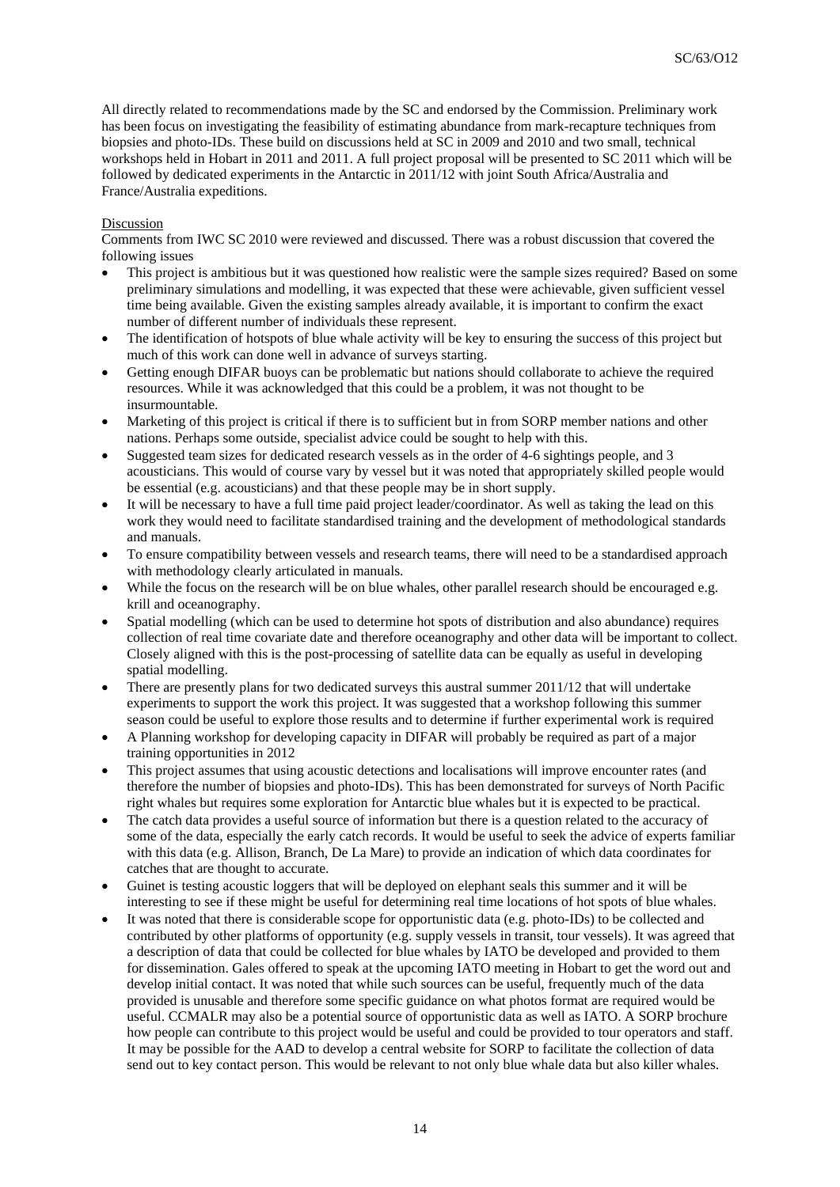All directly related to recommendations made by the SC and endorsed by the Commission. Preliminary work has been focus on investigating the feasibility of estimating abundance from mark-recapture techniques from biopsies and photo-IDs. These build on discussions held at SC in 2009 and 2010 and two small, technical workshops held in Hobart in 2011 and 2011. A full project proposal will be presented to SC 2011 which will be followed by dedicated experiments in the Antarctic in 2011/12 with joint South Africa/Australia and France/Australia expeditions.

Discussion

Comments from IWC SC 2010 were reviewed and discussed. There was a robust discussion that covered the following issues

- This project is ambitious but it was questioned how realistic were the sample sizes required? Based on some preliminary simulations and modelling, it was expected that these were achievable, given sufficient vessel time being available. Given the existing samples already available, it is important to confirm the exact number of different number of individuals these represent.
- The identification of hotspots of blue whale activity will be key to ensuring the success of this project but much of this work can done well in advance of surveys starting.
- Getting enough DIFAR buoys can be problematic but nations should collaborate to achieve the required resources. While it was acknowledged that this could be a problem, it was not thought to be insurmountable.
- Marketing of this project is critical if there is to sufficient but in from SORP member nations and other nations. Perhaps some outside, specialist advice could be sought to help with this.
- Suggested team sizes for dedicated research vessels as in the order of 4-6 sightings people, and 3 acousticians. This would of course vary by vessel but it was noted that appropriately skilled people would be essential (e.g. acousticians) and that these people may be in short supply.
- It will be necessary to have a full time paid project leader/coordinator. As well as taking the lead on this work they would need to facilitate standardised training and the development of methodological standards and manuals.
- To ensure compatibility between vessels and research teams, there will need to be a standardised approach with methodology clearly articulated in manuals.
- While the focus on the research will be on blue whales, other parallel research should be encouraged e.g. krill and oceanography.
- Spatial modelling (which can be used to determine hot spots of distribution and also abundance) requires collection of real time covariate date and therefore oceanography and other data will be important to collect. Closely aligned with this is the post-processing of satellite data can be equally as useful in developing spatial modelling.
- There are presently plans for two dedicated surveys this austral summer 2011/12 that will undertake experiments to support the work this project. It was suggested that a workshop following this summer season could be useful to explore those results and to determine if further experimental work is required
- A Planning workshop for developing capacity in DIFAR will probably be required as part of a major training opportunities in 2012
- This project assumes that using acoustic detections and localisations will improve encounter rates (and therefore the number of biopsies and photo-IDs). This has been demonstrated for surveys of North Pacific right whales but requires some exploration for Antarctic blue whales but it is expected to be practical.
- The catch data provides a useful source of information but there is a question related to the accuracy of some of the data, especially the early catch records. It would be useful to seek the advice of experts familiar with this data (e.g. Allison, Branch, De La Mare) to provide an indication of which data coordinates for catches that are thought to accurate.
- Guinet is testing acoustic loggers that will be deployed on elephant seals this summer and it will be interesting to see if these might be useful for determining real time locations of hot spots of blue whales.
- It was noted that there is considerable scope for opportunistic data (e.g. photo-IDs) to be collected and contributed by other platforms of opportunity (e.g. supply vessels in transit, tour vessels). It was agreed that a description of data that could be collected for blue whales by IATO be developed and provided to them for dissemination. Gales offered to speak at the upcoming IATO meeting in Hobart to get the word out and develop initial contact. It was noted that while such sources can be useful, frequently much of the data provided is unusable and therefore some specific guidance on what photos format are required would be useful. CCMALR may also be a potential source of opportunistic data as well as IATO. A SORP brochure how people can contribute to this project would be useful and could be provided to tour operators and staff. It may be possible for the AAD to develop a central website for SORP to facilitate the collection of data send out to key contact person. This would be relevant to not only blue whale data but also killer whales.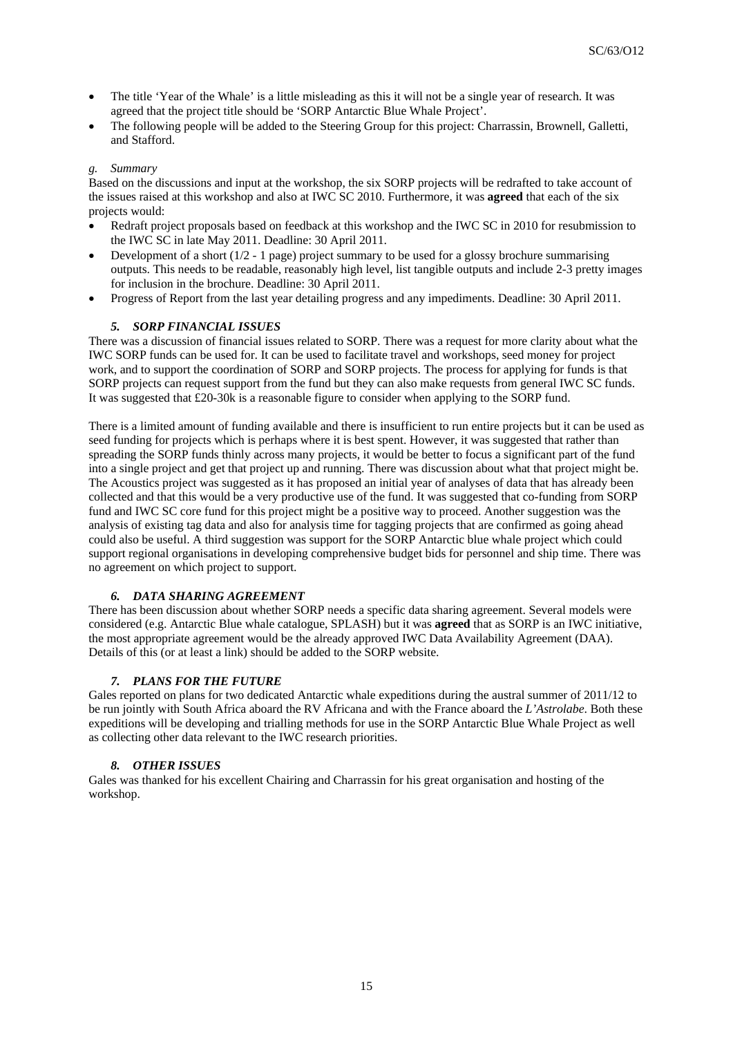- The title 'Year of the Whale' is a little misleading as this it will not be a single year of research. It was agreed that the project title should be 'SORP Antarctic Blue Whale Project'.
- The following people will be added to the Steering Group for this project: Charrassin, Brownell, Galletti, and Stafford.

*g. Summary*

Based on the discussions and input at the workshop, the six SORP projects will be redrafted to take account of the issues raised at this workshop and also at IWC SC 2010. Furthermore, it was **agreed** that each of the six projects would:

- Redraft project proposals based on feedback at this workshop and the IWC SC in 2010 for resubmission to the IWC SC in late May 2011. Deadline: 30 April 2011.
- Development of a short (1/2 - 1 page) project summary to be used for a glossy brochure summarising outputs. This needs to be readable, reasonably high level, list tangible outputs and include 2-3 pretty images for inclusion in the brochure. Deadline: 30 April 2011.
- Progress of Report from the last year detailing progress and any impediments. Deadline: 30 April 2011.

### *5. SORP FINANCIAL ISSUES*

There was a discussion of financial issues related to SORP. There was a request for more clarity about what the IWC SORP funds can be used for. It can be used to facilitate travel and workshops, seed money for project work, and to support the coordination of SORP and SORP projects. The process for applying for funds is that SORP projects can request support from the fund but they can also make requests from general IWC SC funds. It was suggested that £20-30k is a reasonable figure to consider when applying to the SORP fund.

There is a limited amount of funding available and there is insufficient to run entire projects but it can be used as seed funding for projects which is perhaps where it is best spent. However, it was suggested that rather than spreading the SORP funds thinly across many projects, it would be better to focus a significant part of the fund into a single project and get that project up and running. There was discussion about what that project might be. The Acoustics project was suggested as it has proposed an initial year of analyses of data that has already been collected and that this would be a very productive use of the fund. It was suggested that co-funding from SORP fund and IWC SC core fund for this project might be a positive way to proceed. Another suggestion was the analysis of existing tag data and also for analysis time for tagging projects that are confirmed as going ahead could also be useful. A third suggestion was support for the SORP Antarctic blue whale project which could support regional organisations in developing comprehensive budget bids for personnel and ship time. There was no agreement on which project to support.

### *6. DATA SHARING AGREEMENT*

There has been discussion about whether SORP needs a specific data sharing agreement. Several models were considered (e.g. Antarctic Blue whale catalogue, SPLASH) but it was **agreed** that as SORP is an IWC initiative, the most appropriate agreement would be the already approved IWC Data Availability Agreement (DAA). Details of this (or at least a link) should be added to the SORP website.

### *7. PLANS FOR THE FUTURE*

Gales reported on plans for two dedicated Antarctic whale expeditions during the austral summer of 2011/12 to be run jointly with South Africa aboard the RV Africana and with the France aboard the *L'Astrolabe*. Both these expeditions will be developing and trialling methods for use in the SORP Antarctic Blue Whale Project as well as collecting other data relevant to the IWC research priorities.

### *8. OTHER ISSUES*

Gales was thanked for his excellent Chairing and Charrassin for his great organisation and hosting of the workshop.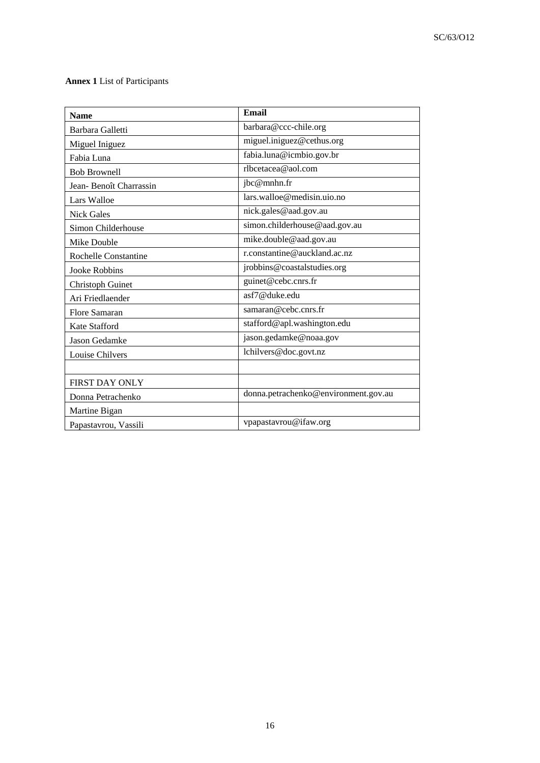**Annex 1** List of Participants

| **Name** | **Email** |
|---|---|
| Barbara Galletti | barbara@ccc-chile.org |
| Miguel Iniguez | miguel.iniguez@cethus.org |
| Fabia Luna | fabia.luna@icmbio.gov.br |
| Bob Brownell | rlbcetacea@aol.com |
| Jean- Benoît Charrassin | jbc@mnhn.fr |
| Lars Walloe | lars.walloe@medisin.uio.no |
| Nick Gales | nick.gales@aad.gov.au |
| Simon Childerhouse | simon.childerhouse@aad.gov.au |
| Mike Double | mike.double@aad.gov.au |
| Rochelle Constantine | r.constantine@auckland.ac.nz |
| Jooke Robbins | jrobbins@coastalstudies.org |
| Christoph Guinet | guinet@cebc.cnrs.fr |
| Ari Friedlaender | asf7@duke.edu |
| Flore Samaran | samaran@cebc.cnrs.fr |
| Kate Stafford | stafford@apl.washington.edu |
| Jason Gedamke | jason.gedamke@noaa.gov |
| Louise Chilvers | lchilvers@doc.govt.nz |
| | |
| FIRST DAY ONLY | |
| Donna Petrachenko | donna.petrachenko@environment.gov.au |
| Martine Bigan | |
| Papastavrou, Vassili | vpapastavrou@ifaw.org |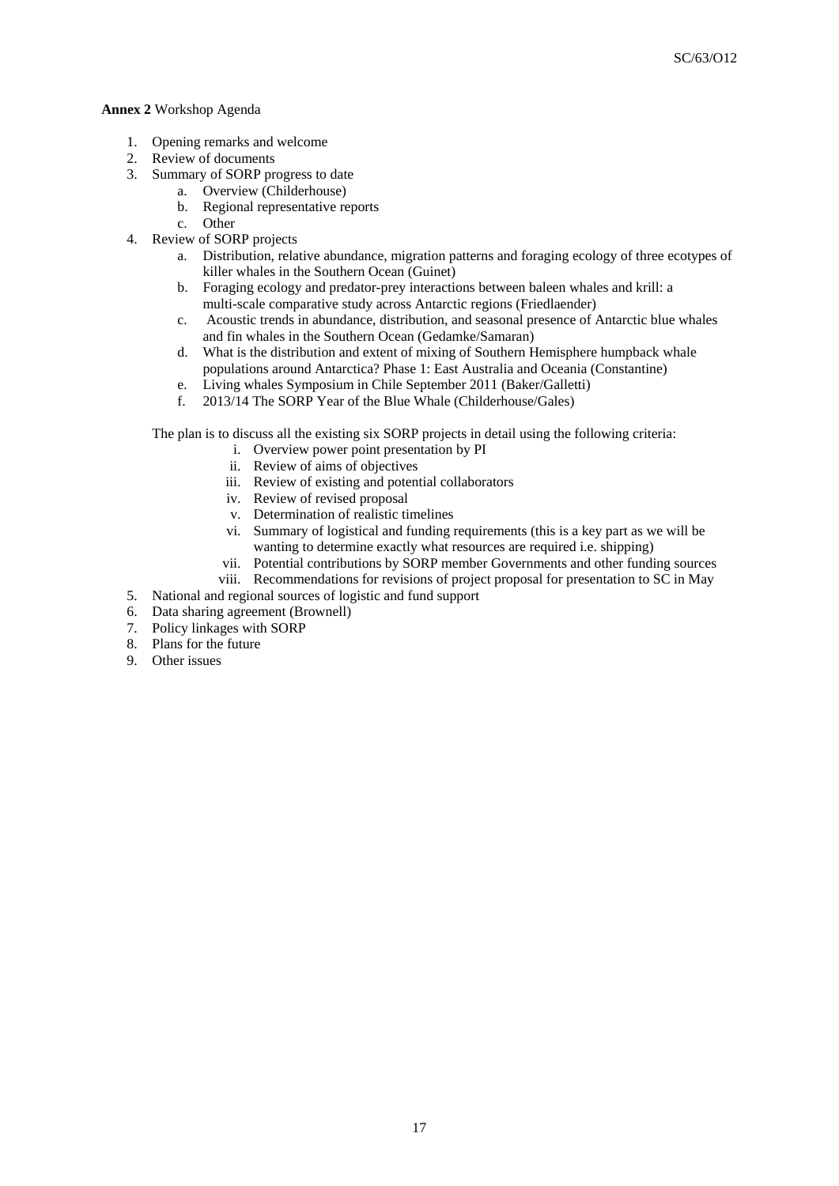**Annex 2** Workshop Agenda

1. Opening remarks and welcome
2. Review of documents
3. Summary of SORP progress to date
    a. Overview (Childerhouse)
    b. Regional representative reports
    c. Other
4. Review of SORP projects
    a. Distribution, relative abundance, migration patterns and foraging ecology of three ecotypes of killer whales in the Southern Ocean (Guinet)
    b. Foraging ecology and predator-prey interactions between baleen whales and krill: a multi-scale comparative study across Antarctic regions (Friedlaender)
    c. Acoustic trends in abundance, distribution, and seasonal presence of Antarctic blue whales and fin whales in the Southern Ocean (Gedamke/Samaran)
    d. What is the distribution and extent of mixing of Southern Hemisphere humpback whale populations around Antarctica? Phase 1: East Australia and Oceania (Constantine)
    e. Living whales Symposium in Chile September 2011 (Baker/Galletti)
    f. 2013/14 The SORP Year of the Blue Whale (Childerhouse/Gales)

    The plan is to discuss all the existing six SORP projects in detail using the following criteria:

    i. Overview power point presentation by PI
    ii. Review of aims of objectives
    iii. Review of existing and potential collaborators
    iv. Review of revised proposal
    v. Determination of realistic timelines
    vi. Summary of logistical and funding requirements (this is a key part as we will be wanting to determine exactly what resources are required i.e. shipping)
    vii. Potential contributions by SORP member Governments and other funding sources
    viii. Recommendations for revisions of project proposal for presentation to SC in May
5. National and regional sources of logistic and fund support
6. Data sharing agreement (Brownell)
7. Policy linkages with SORP
8. Plans for the future
9. Other issues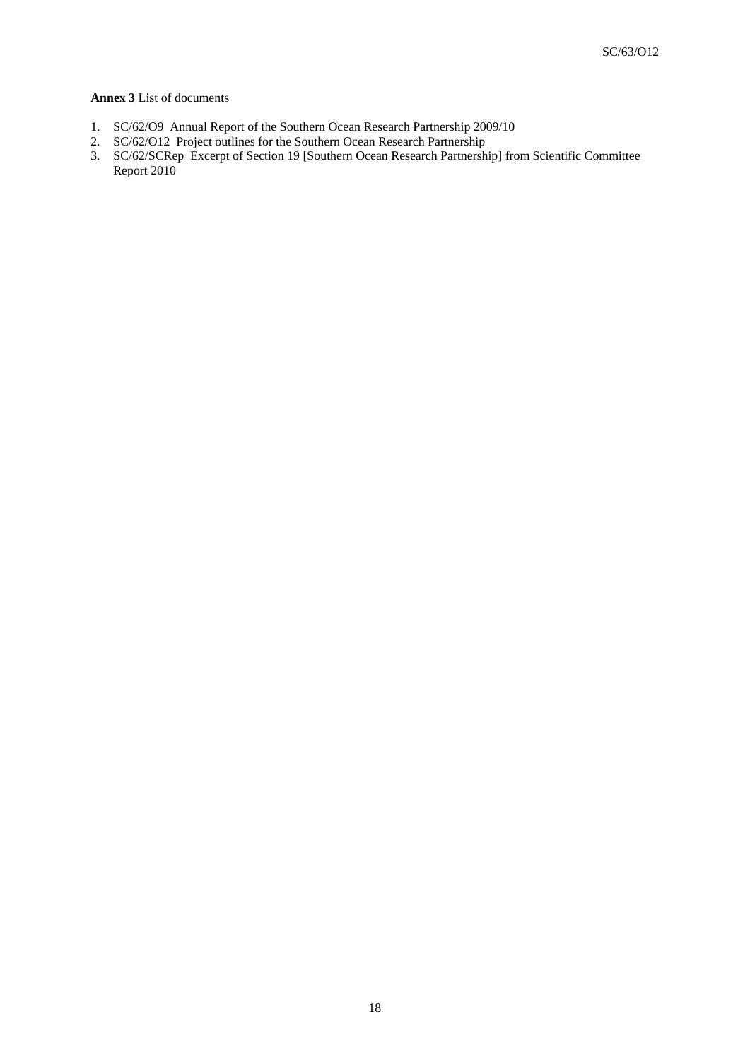**Annex 3** List of documents

1. SC/62/O9 Annual Report of the Southern Ocean Research Partnership 2009/10
2. SC/62/O12 Project outlines for the Southern Ocean Research Partnership
3. SC/62/SCRep Excerpt of Section 19 [Southern Ocean Research Partnership] from Scientific Committee Report 2010